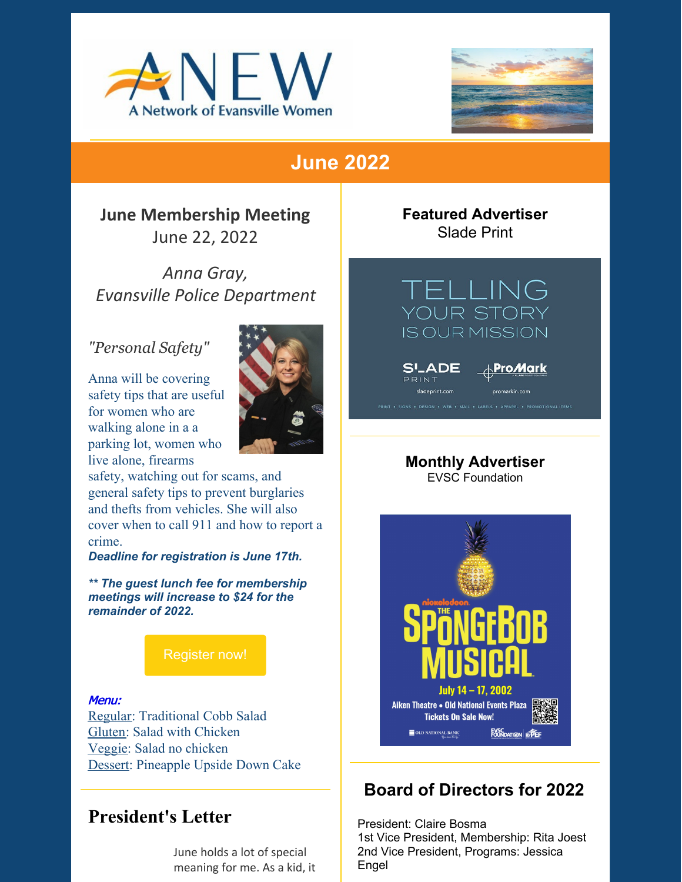ANEW

A Network of Evansville Women

# June 2022

## June Membership Meeting

June 22, 2022

*Anna Gray,*
*Evansville Police Department*

*"Personal Safety"*

Anna will be covering safety tips that are useful for women who are walking alone in a a parking lot, women who live alone, firearms safety, watching out for scams, and general safety tips to prevent burglaries and thefts from vehicles. She will also cover when to call 911 and how to report a crime.

***Deadline for registration is June 17th.***

***** The guest lunch fee for membership meetings will increase to $24 for the remainder of 2022.***

Register now!

***Menu:***
Regular: Traditional Cobb Salad
Gluten: Salad with Chicken
Veggie: Salad no chicken
Dessert: Pineapple Upside Down Cake

## President's Letter

June holds a lot of special meaning for me. As a kid, it

**Featured Advertiser**
Slade Print

TELLING YOUR STORY IS OUR MISSION

SLADE PRINT sladeprint.com

ProMark promarkin.com

PRINT • SIGNS • DESIGN • WEB • MAIL • LABELS • APPAREL • PROMOTIONAL ITEMS

**Monthly Advertiser**
EVSC Foundation

nickelodeon THE SPONGEBOB MUSICAL

July 14 – 17, 2002

Aiken Theatre • Old National Events Plaza

Tickets On Sale Now!

## Board of Directors for 2022

President: Claire Bosma
1st Vice President, Membership: Rita Joest
2nd Vice President, Programs: Jessica Engel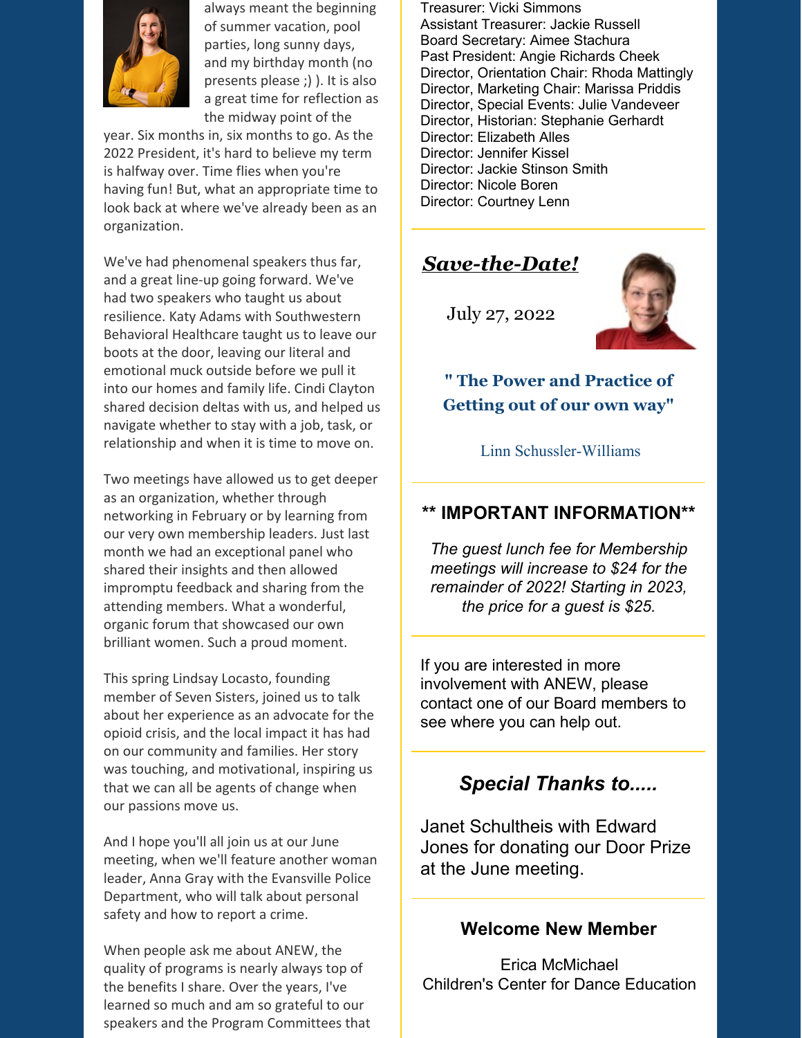always meant the beginning of summer vacation, pool parties, long sunny days, and my birthday month (no presents please ;) ). It is also a great time for reflection as the midway point of the year. Six months in, six months to go. As the 2022 President, it's hard to believe my term is halfway over. Time flies when you're having fun! But, what an appropriate time to look back at where we've already been as an organization.

We've had phenomenal speakers thus far, and a great line-up going forward. We've had two speakers who taught us about resilience. Katy Adams with Southwestern Behavioral Healthcare taught us to leave our boots at the door, leaving our literal and emotional muck outside before we pull it into our homes and family life. Cindi Clayton shared decision deltas with us, and helped us navigate whether to stay with a job, task, or relationship and when it is time to move on.

Two meetings have allowed us to get deeper as an organization, whether through networking in February or by learning from our very own membership leaders. Just last month we had an exceptional panel who shared their insights and then allowed impromptu feedback and sharing from the attending members. What a wonderful, organic forum that showcased our own brilliant women. Such a proud moment.

This spring Lindsay Locasto, founding member of Seven Sisters, joined us to talk about her experience as an advocate for the opioid crisis, and the local impact it has had on our community and families. Her story was touching, and motivational, inspiring us that we can all be agents of change when our passions move us.

And I hope you'll all join us at our June meeting, when we'll feature another woman leader, Anna Gray with the Evansville Police Department, who will talk about personal safety and how to report a crime.

When people ask me about ANEW, the quality of programs is nearly always top of the benefits I share. Over the years, I've learned so much and am so grateful to our speakers and the Program Committees that

Treasurer: Vicki Simmons
Assistant Treasurer: Jackie Russell
Board Secretary: Aimee Stachura
Past President: Angie Richards Cheek
Director, Orientation Chair: Rhoda Mattingly
Director, Marketing Chair: Marissa Priddis
Director, Special Events: Julie Vandeveer
Director, Historian: Stephanie Gerhardt
Director: Elizabeth Alles
Director: Jennifer Kissel
Director: Jackie Stinson Smith
Director: Nicole Boren
Director: Courtney Lenn

## ***Save-the-Date!***

July 27, 2022

**" The Power and Practice of Getting out of our own way"**

Linn Schussler-Williams

## \*\* IMPORTANT INFORMATION\*\*

*The guest lunch fee for Membership meetings will increase to $24 for the remainder of 2022! Starting in 2023, the price for a guest is $25.*

If you are interested in more involvement with ANEW, please contact one of our Board members to see where you can help out.

## *Special Thanks to.....*

Janet Schultheis with Edward Jones for donating our Door Prize at the June meeting.

### Welcome New Member

Erica McMichael
Children's Center for Dance Education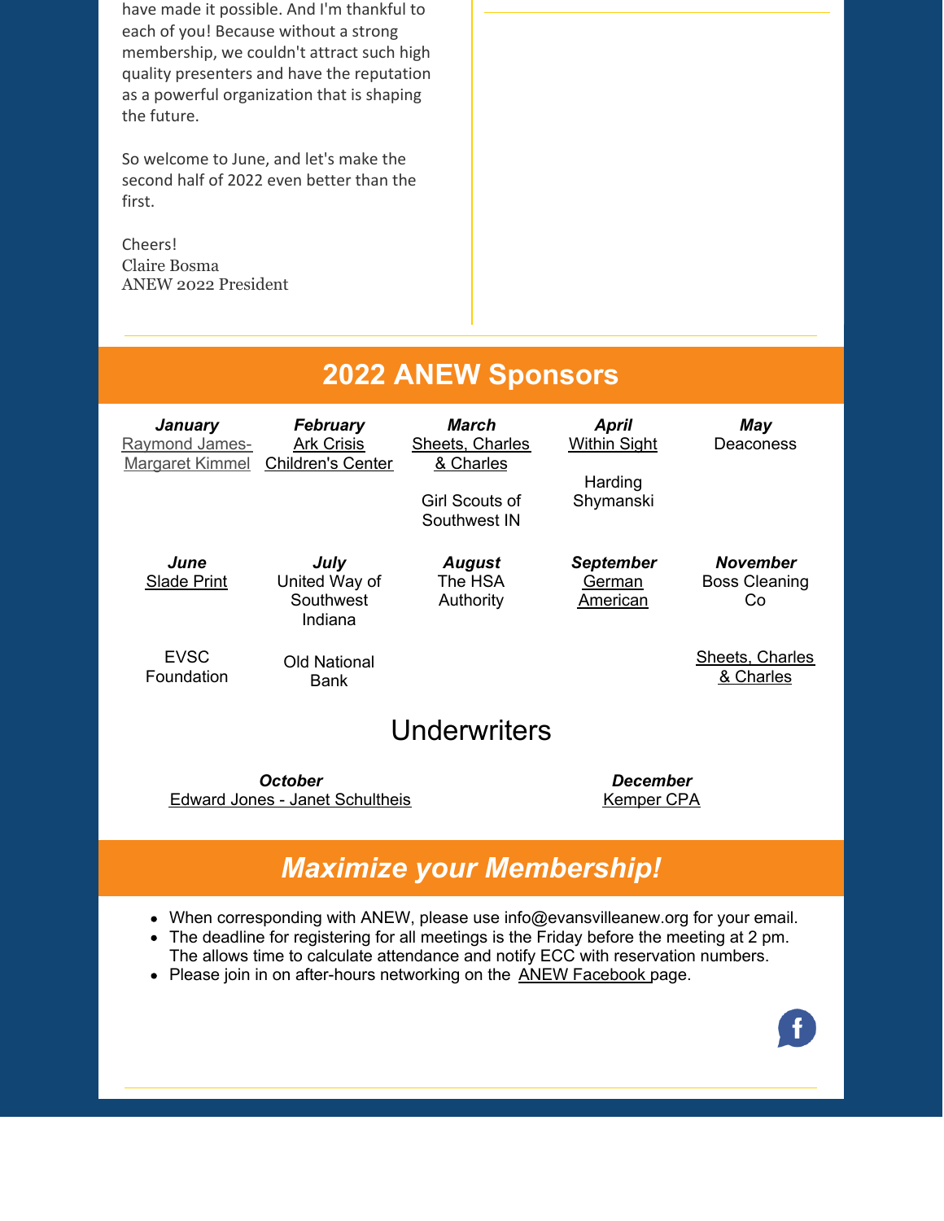have made it possible. And I'm thankful to each of you! Because without a strong membership, we couldn't attract such high quality presenters and have the reputation as a powerful organization that is shaping the future.

So welcome to June, and let's make the second half of 2022 even better than the first.

Cheers!
Claire Bosma
ANEW 2022 President

## 2022 ANEW Sponsors

| | | | | |
|---|---|---|---|---|
| ***January*** Raymond James-Margaret Kimmel | ***February*** Ark Crisis Children's Center | ***March*** Sheets, Charles & Charles<br><br>Girl Scouts of Southwest IN | ***April*** Within Sight<br><br>Harding Shymanski | ***May*** Deaconess |
| ***June*** Slade Print<br><br>EVSC Foundation | ***July*** United Way of Southwest Indiana<br><br>Old National Bank | ***August*** The HSA Authority | ***September*** German American | ***November*** Boss Cleaning Co<br><br>Sheets, Charles & Charles |

### Underwriters

| | |
|---|---|
| ***October*** Edward Jones - Janet Schultheis | ***December*** Kemper CPA |

## *Maximize your Membership!*

- When corresponding with ANEW, please use info@evansvilleanew.org for your email.
- The deadline for registering for all meetings is the Friday before the meeting at 2 pm. The allows time to calculate attendance and notify ECC with reservation numbers.
- Please join in on after-hours networking on the ANEW Facebook page.